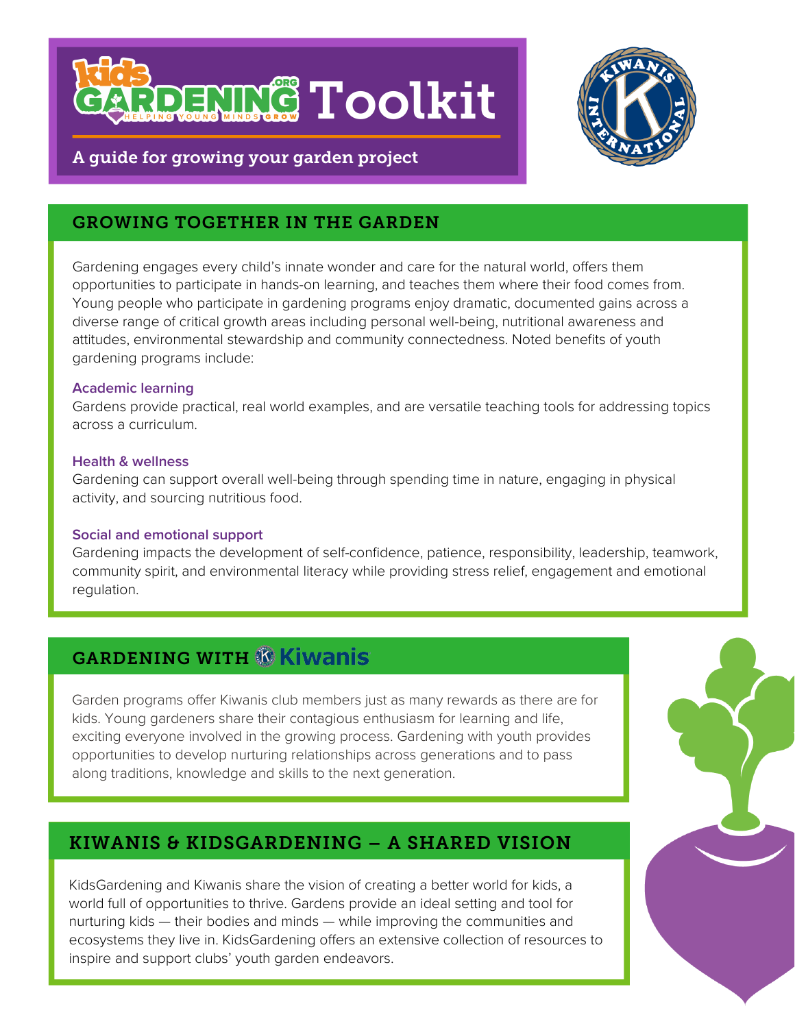# KidsGardening Toolkit

A guide for growing your garden project

## GROWING TOGETHER IN THE GARDEN

Gardening engages every child's innate wonder and care for the natural world, offers them opportunities to participate in hands-on learning, and teaches them where their food comes from. Young people who participate in gardening programs enjoy dramatic, documented gains across a diverse range of critical growth areas including personal well-being, nutritional awareness and attitudes, environmental stewardship and community connectedness. Noted benefits of youth gardening programs include:

### Academic learning

Gardens provide practical, real world examples, and are versatile teaching tools for addressing topics across a curriculum.

### Health & wellness

Gardening can support overall well-being through spending time in nature, engaging in physical activity, and sourcing nutritious food.

### Social and emotional support

Gardening impacts the development of self-confidence, patience, responsibility, leadership, teamwork, community spirit, and environmental literacy while providing stress relief, engagement and emotional regulation.

## GARDENING WITH Kiwanis

Garden programs offer Kiwanis club members just as many rewards as there are for kids. Young gardeners share their contagious enthusiasm for learning and life, exciting everyone involved in the growing process. Gardening with youth provides opportunities to develop nurturing relationships across generations and to pass along traditions, knowledge and skills to the next generation.

## KIWANIS & KIDSGARDENING – A SHARED VISION

KidsGardening and Kiwanis share the vision of creating a better world for kids, a world full of opportunities to thrive. Gardens provide an ideal setting and tool for nurturing kids — their bodies and minds — while improving the communities and ecosystems they live in. KidsGardening offers an extensive collection of resources to inspire and support clubs' youth garden endeavors.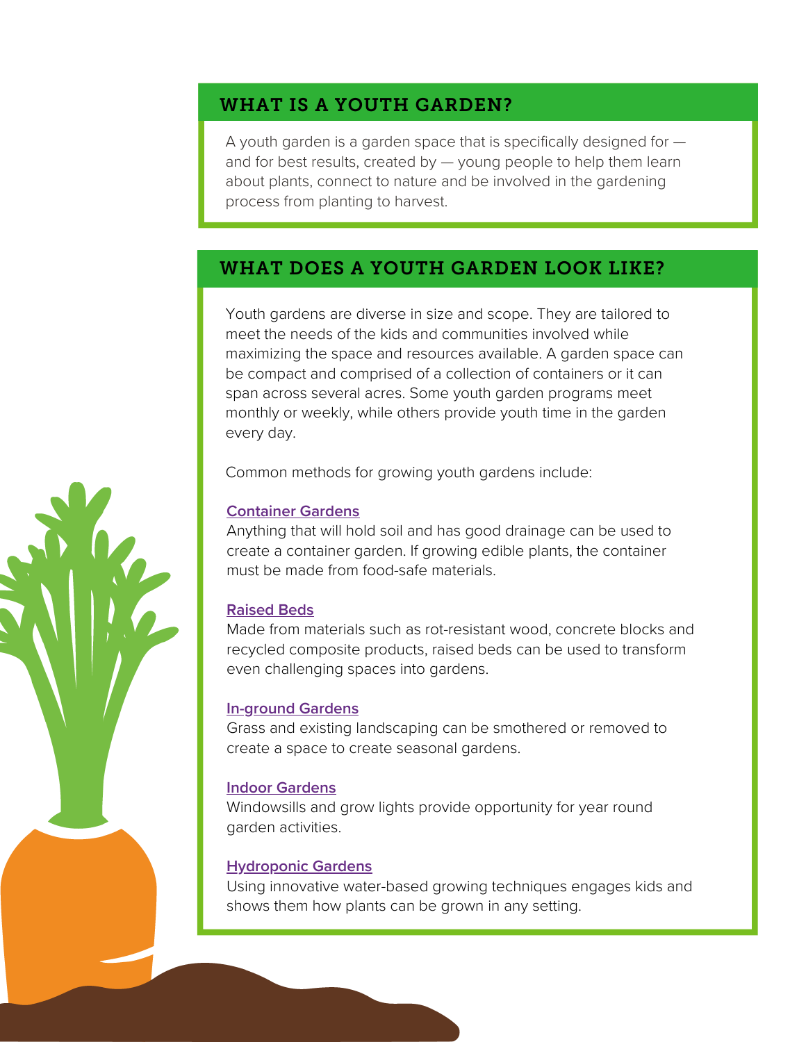## WHAT IS A YOUTH GARDEN?

A youth garden is a garden space that is specifically designed for — and for best results, created by — young people to help them learn about plants, connect to nature and be involved in the gardening process from planting to harvest.

## WHAT DOES A YOUTH GARDEN LOOK LIKE?

Youth gardens are diverse in size and scope. They are tailored to meet the needs of the kids and communities involved while maximizing the space and resources available. A garden space can be compact and comprised of a collection of containers or it can span across several acres. Some youth garden programs meet monthly or weekly, while others provide youth time in the garden every day.

Common methods for growing youth gardens include:

**Container Gardens**
Anything that will hold soil and has good drainage can be used to create a container garden. If growing edible plants, the container must be made from food-safe materials.

**Raised Beds**
Made from materials such as rot-resistant wood, concrete blocks and recycled composite products, raised beds can be used to transform even challenging spaces into gardens.

**In-ground Gardens**
Grass and existing landscaping can be smothered or removed to create a space to create seasonal gardens.

**Indoor Gardens**
Windowsills and grow lights provide opportunity for year round garden activities.

**Hydroponic Gardens**
Using innovative water-based growing techniques engages kids and shows them how plants can be grown in any setting.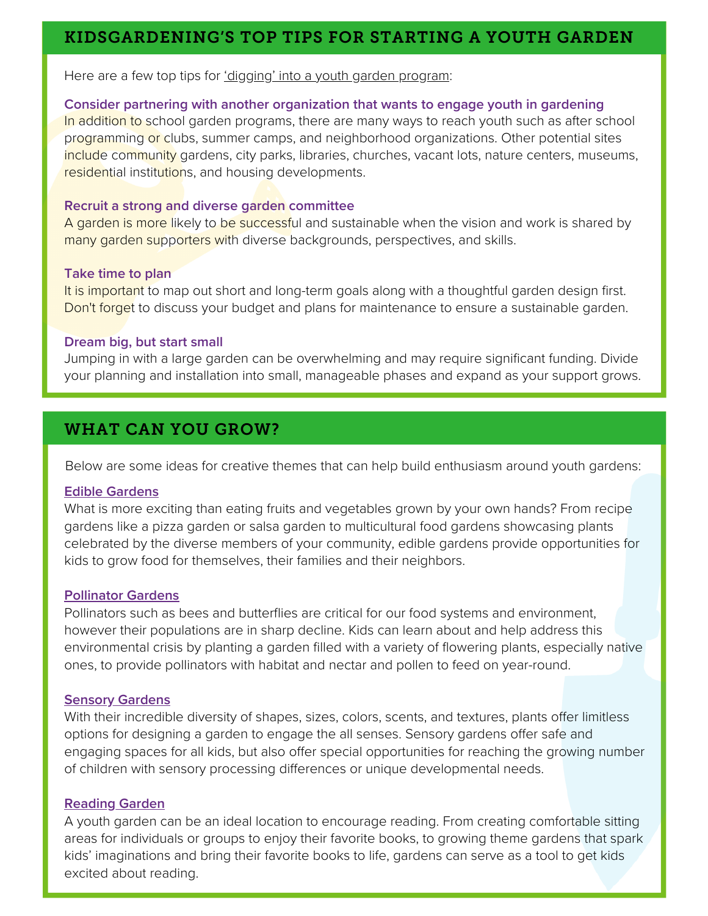## KIDSGARDENING'S TOP TIPS FOR STARTING A YOUTH GARDEN

Here are a few top tips for 'digging' into a youth garden program:

**Consider partnering with another organization that wants to engage youth in gardening**
In addition to school garden programs, there are many ways to reach youth such as after school programming or clubs, summer camps, and neighborhood organizations. Other potential sites include community gardens, city parks, libraries, churches, vacant lots, nature centers, museums, residential institutions, and housing developments.

**Recruit a strong and diverse garden committee**
A garden is more likely to be successful and sustainable when the vision and work is shared by many garden supporters with diverse backgrounds, perspectives, and skills.

**Take time to plan**
It is important to map out short and long-term goals along with a thoughtful garden design first. Don't forget to discuss your budget and plans for maintenance to ensure a sustainable garden.

**Dream big, but start small**
Jumping in with a large garden can be overwhelming and may require significant funding. Divide your planning and installation into small, manageable phases and expand as your support grows.

## WHAT CAN YOU GROW?

Below are some ideas for creative themes that can help build enthusiasm around youth gardens:

**Edible Gardens**
What is more exciting than eating fruits and vegetables grown by your own hands? From recipe gardens like a pizza garden or salsa garden to multicultural food gardens showcasing plants celebrated by the diverse members of your community, edible gardens provide opportunities for kids to grow food for themselves, their families and their neighbors.

**Pollinator Gardens**
Pollinators such as bees and butterflies are critical for our food systems and environment, however their populations are in sharp decline. Kids can learn about and help address this environmental crisis by planting a garden filled with a variety of flowering plants, especially native ones, to provide pollinators with habitat and nectar and pollen to feed on year-round.

**Sensory Gardens**
With their incredible diversity of shapes, sizes, colors, scents, and textures, plants offer limitless options for designing a garden to engage the all senses. Sensory gardens offer safe and engaging spaces for all kids, but also offer special opportunities for reaching the growing number of children with sensory processing differences or unique developmental needs.

**Reading Garden**
A youth garden can be an ideal location to encourage reading. From creating comfortable sitting areas for individuals or groups to enjoy their favorite books, to growing theme gardens that spark kids' imaginations and bring their favorite books to life, gardens can serve as a tool to get kids excited about reading.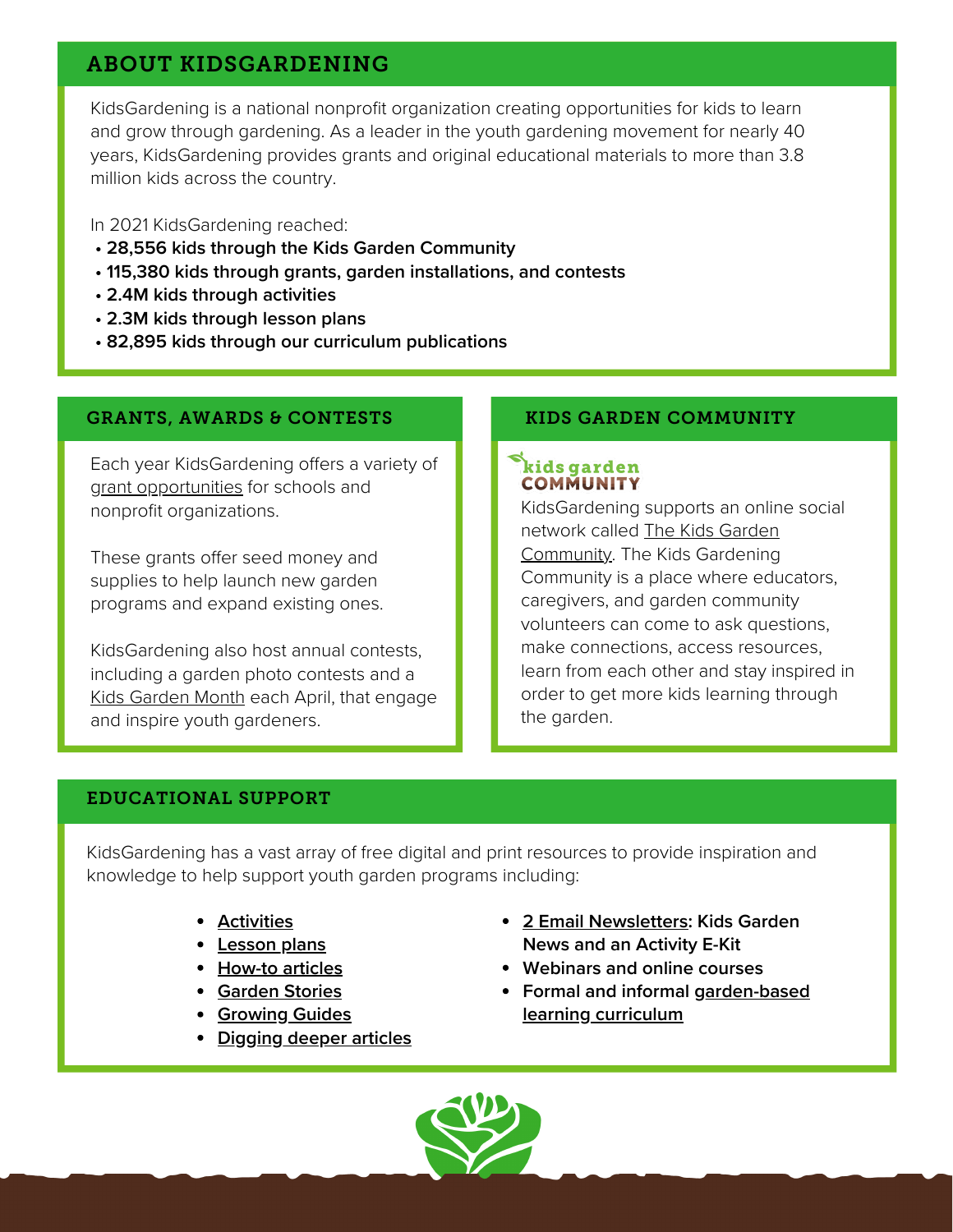## ABOUT KIDSGARDENING

KidsGardening is a national nonprofit organization creating opportunities for kids to learn and grow through gardening. As a leader in the youth gardening movement for nearly 40 years, KidsGardening provides grants and original educational materials to more than 3.8 million kids across the country.

In 2021 KidsGardening reached:

- **28,556 kids through the Kids Garden Community**
- **115,380 kids through grants, garden installations, and contests**
- **2.4M kids through activities**
- **2.3M kids through lesson plans**
- **82,895 kids through our curriculum publications**

### GRANTS, AWARDS & CONTESTS

Each year KidsGardening offers a variety of grant opportunities for schools and nonprofit organizations.

These grants offer seed money and supplies to help launch new garden programs and expand existing ones.

KidsGardening also host annual contests, including a garden photo contests and a Kids Garden Month each April, that engage and inspire youth gardeners.

### KIDS GARDEN COMMUNITY

kids garden COMMUNITY

KidsGardening supports an online social network called The Kids Garden Community. The Kids Gardening Community is a place where educators, caregivers, and garden community volunteers can come to ask questions, make connections, access resources, learn from each other and stay inspired in order to get more kids learning through the garden.

### EDUCATIONAL SUPPORT

KidsGardening has a vast array of free digital and print resources to provide inspiration and knowledge to help support youth garden programs including:

- **Activities**
- **Lesson plans**
- **How-to articles**
- **Garden Stories**
- **Growing Guides**
- **Digging deeper articles**
- **2 Email Newsletters: Kids Garden News and an Activity E-Kit**
- **Webinars and online courses**
- **Formal and informal garden-based learning curriculum**